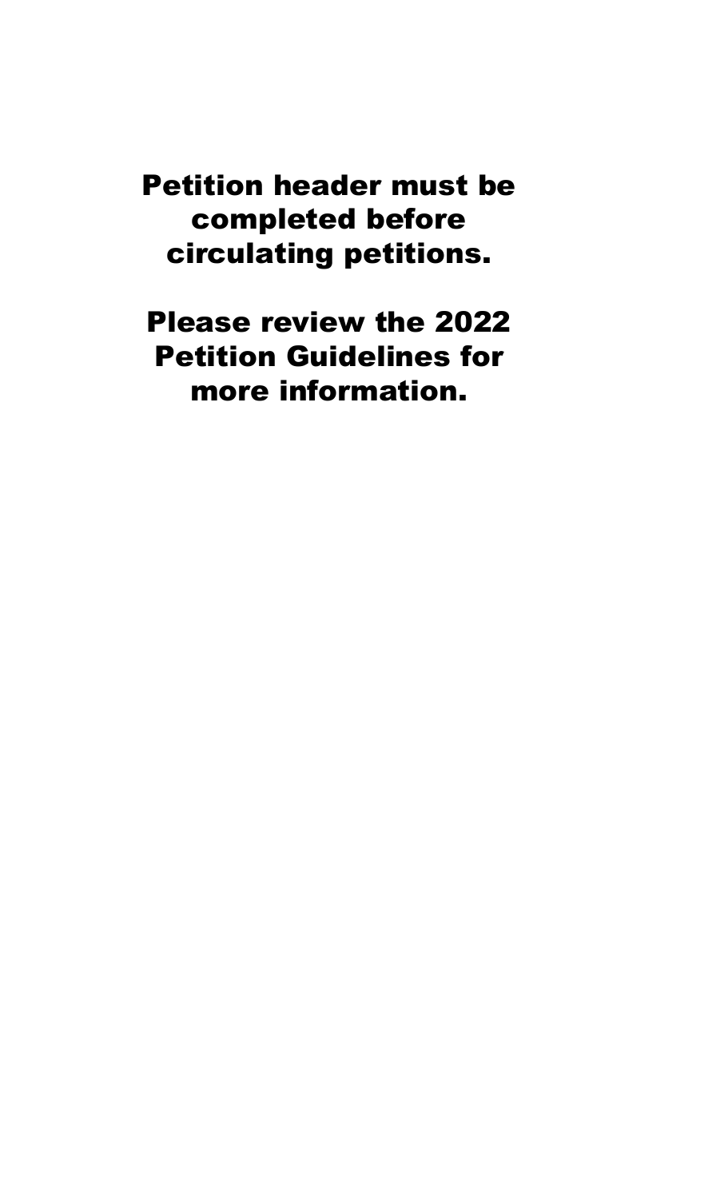**Petition header must be completed before circulating petitions.**

**Please review the 2022 Petition Guidelines for more information.**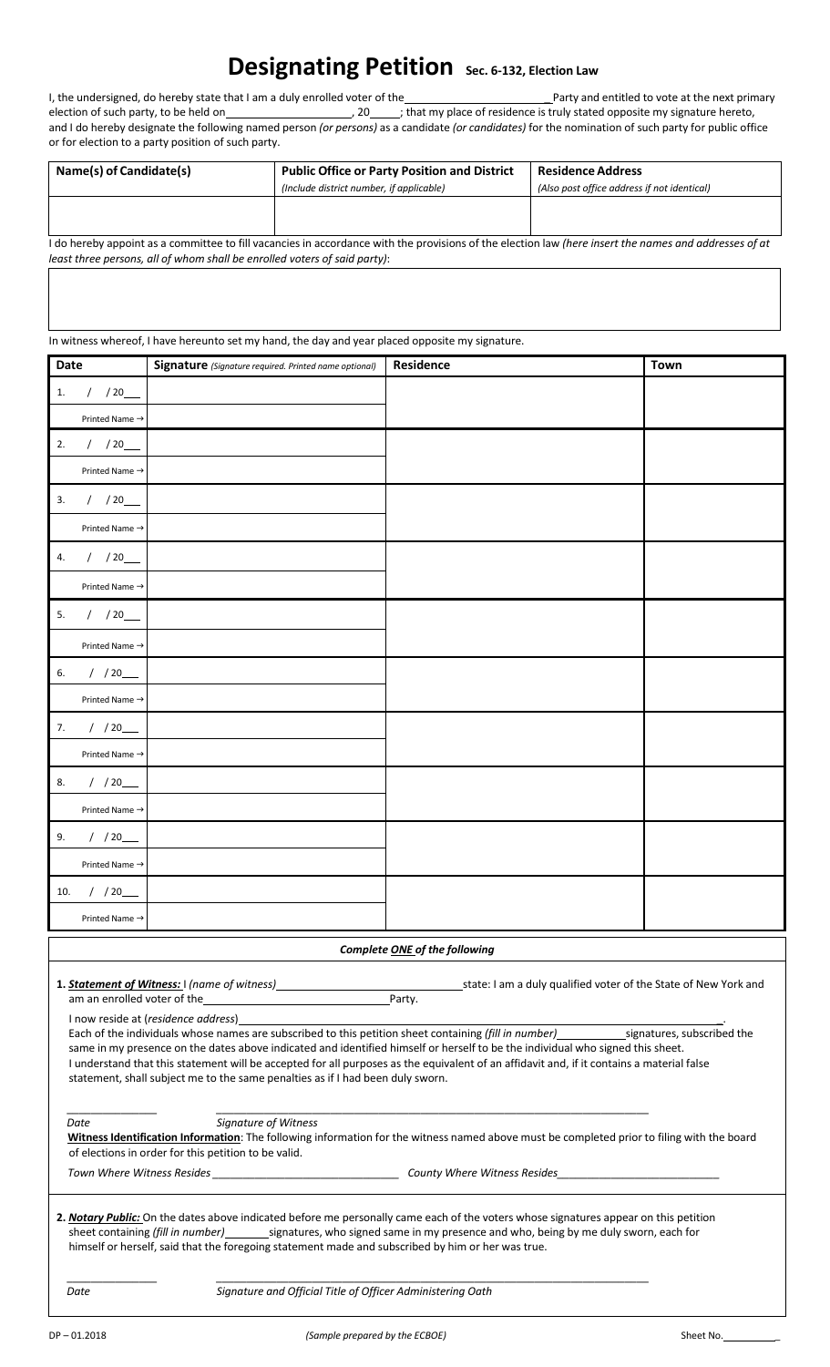# Designating Petition Sec. 6-132, Election Law

I, the undersigned, do hereby state that I am a duly enrolled voter of the_______________________Party and entitled to vote at the next primary election of such party, to be held on___________________, 20____; that my place of residence is truly stated opposite my signature hereto, and I do hereby designate the following named person *(or persons)* as a candidate *(or candidates)* for the nomination of such party for public office or for election to a party position of such party.

| Name(s) of Candidate(s) | Public Office or Party Position and District *(Include district number, if applicable)* | Residence Address *(Also post office address if not identical)* |
|---|---|---|
| | | |

I do hereby appoint as a committee to fill vacancies in accordance with the provisions of the election law *(here insert the names and addresses of at least three persons, all of whom shall be enrolled voters of said party)*:

In witness whereof, I have hereunto set my hand, the day and year placed opposite my signature.

| Date | Signature *(Signature required. Printed name optional)* | Residence | Town |
|---|---|---|---|
| 1. / / 20___ | | | |
| Printed Name → | | | |
| 2. / / 20___ | | | |
| Printed Name → | | | |
| 3. / / 20___ | | | |
| Printed Name → | | | |
| 4. / / 20___ | | | |
| Printed Name → | | | |
| 5. / / 20___ | | | |
| Printed Name → | | | |
| 6. / / 20___ | | | |
| Printed Name → | | | |
| 7. / / 20___ | | | |
| Printed Name → | | | |
| 8. / / 20___ | | | |
| Printed Name → | | | |
| 9. / / 20___ | | | |
| Printed Name → | | | |
| 10. / / 20___ | | | |
| Printed Name → | | | |

***Complete ONE of the following***

**1. *Statement of Witness:*** I *(name of witness)*_____________________________state: I am a duly qualified voter of the State of New York and am an enrolled voter of the_____________________________Party.

I now reside at (*residence address*)_____________________________________________________________.

Each of the individuals whose names are subscribed to this petition sheet containing *(fill in number)*__________signatures, subscribed the same in my presence on the dates above indicated and identified himself or herself to be the individual who signed this sheet.

I understand that this statement will be accepted for all purposes as the equivalent of an affidavit and, if it contains a material false statement, shall subject me to the same penalties as if I had been duly sworn.

_______________ _____________________________________________

*Date* *Signature of Witness*

**Witness Identification Information**: The following information for the witness named above must be completed prior to filing with the board of elections in order for this petition to be valid.

*Town Where Witness Resides* _____________________________ *County Where Witness Resides*__________________________

**2. *Notary Public:*** On the dates above indicated before me personally came each of the voters whose signatures appear on this petition sheet containing *(fill in number)*_______signatures, who signed same in my presence and who, being by me duly sworn, each for himself or herself, said that the foregoing statement made and subscribed by him or her was true.

_______________ _____________________________________________

*Date* *Signature and Official Title of Officer Administering Oath*

DP – 01.2018 *(Sample prepared by the ECBOE)* Sheet No.__________